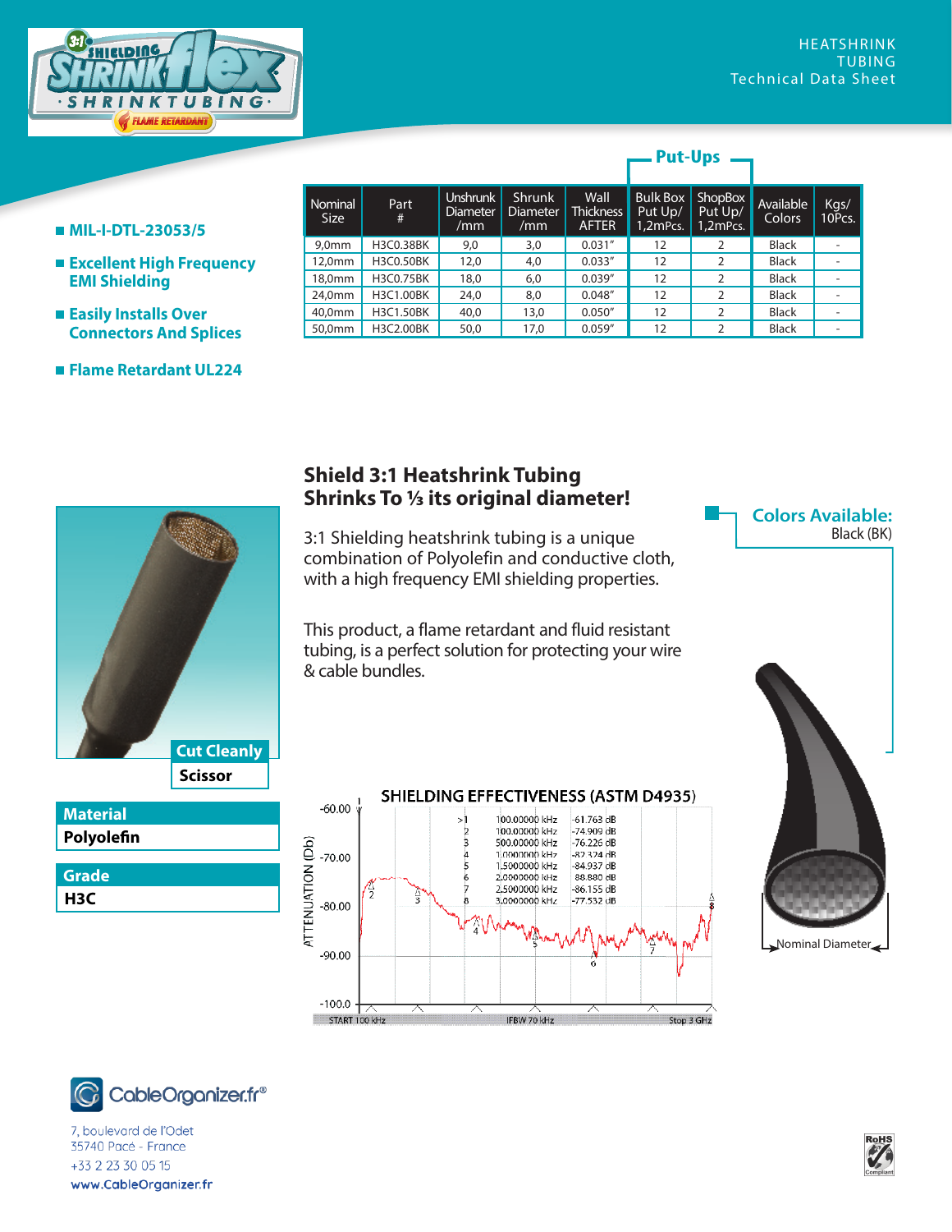HEATSHRINK TUBING
Technical Data Sheet

- MIL-I-DTL-23053/5
- Excellent High Frequency EMI Shielding
- Easily Installs Over Connectors And Splices
- Flame Retardant UL224

| Nominal Size | Part # | Unshrunk Diameter /mm | Shrunk Diameter /mm | Wall Thickness AFTER | Put-Ups: Bulk Box Put Up/ 1,2mPcs. | Put-Ups: ShopBox Put Up/ 1,2mPcs. | Available Colors | Kgs/ 10Pcs. |
|---|---|---|---|---|---|---|---|---|
| 9,0mm | H3C0.38BK | 9,0 | 3,0 | 0.031" | 12 | 2 | Black | - |
| 12,0mm | H3C0.50BK | 12,0 | 4,0 | 0.033" | 12 | 2 | Black | - |
| 18,0mm | H3C0.75BK | 18,0 | 6,0 | 0.039" | 12 | 2 | Black | - |
| 24,0mm | H3C1.00BK | 24,0 | 8,0 | 0.048" | 12 | 2 | Black | - |
| 40,0mm | H3C1.50BK | 40,0 | 13,0 | 0.050" | 12 | 2 | Black | - |
| 50,0mm | H3C2.00BK | 50,0 | 17,0 | 0.059" | 12 | 2 | Black | - |

## Shield 3:1 Heatshrink Tubing Shrinks To ⅓ its original diameter!

3:1 Shielding heatshrink tubing is a unique combination of Polyolefin and conductive cloth, with a high frequency EMI shielding properties.

This product, a flame retardant and fluid resistant tubing, is a perfect solution for protecting your wire & cable bundles.

**Colors Available:**
Black (BK)

**Cut Cleanly**
Scissor

**Material**
Polyolefin

**Grade**
H3C

SHIELDING EFFECTIVENESS (ASTM D4935)

| Marker | Frequency | Attenuation |
|---|---|---|
| >1 | 100.00000 kHz | -61.763 dB |
| 2 | 100.00000 kHz | -74.909 dB |
| 3 | 500.00000 kHz | -76.226 dB |
| 4 | 1.0000000 kHz | -82.324 dB |
| 5 | 1.5000000 kHz | -84.937 dB |
| 6 | 2.0000000 kHz | -88.880 dB |
| 7 | 2.5000000 kHz | -86.155 dB |
| 8 | 3.0000000 kHz | -77.532 dB |

ATTENUATION (Db) — START 100 kHz — IFBW 70 kHz — Stop 3 GHz

Nominal Diameter

CableOrganizer.fr®
7, boulevard de l'Odet
35740 Pacé - France
+33 2 23 30 05 15
www.CableOrganizer.fr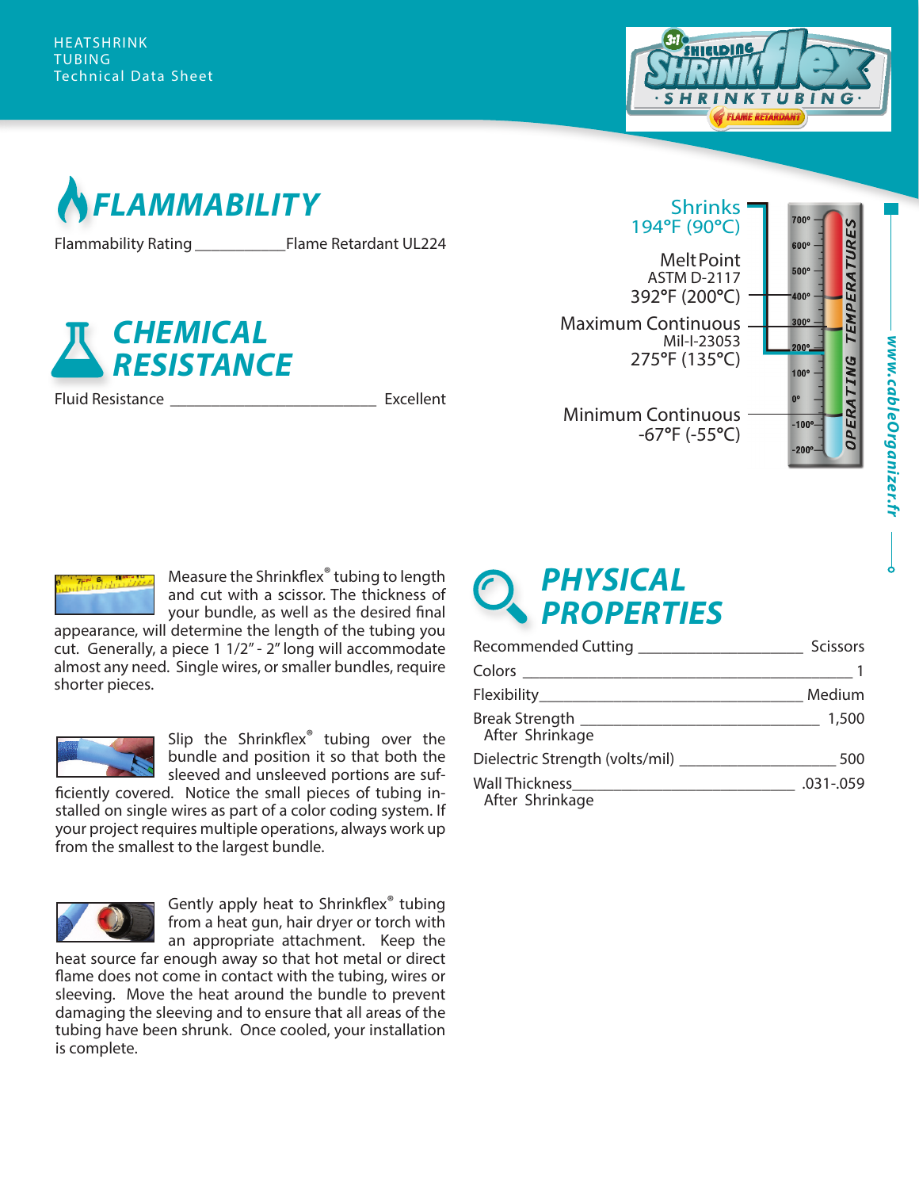HEATSHRINK TUBING
Technical Data Sheet

## FLAMMABILITY

Flammability Rating ___________ Flame Retardant UL224

## CHEMICAL RESISTANCE

Fluid Resistance ________________________ Excellent

Shrinks
194°F (90°C)

Melt Point
ASTM D-2117
392°F (200°C)

Maximum Continuous
Mil-I-23053
275°F (135°C)

Minimum Continuous
-67°F (-55°C)

OPERATING TEMPERATURES

700°
600°
500°
400°
300°
200°
100°
0°
-100°
-200°

Measure the Shrinkflex® tubing to length and cut with a scissor. The thickness of your bundle, as well as the desired final appearance, will determine the length of the tubing you cut. Generally, a piece 1 1/2" - 2" long will accommodate almost any need. Single wires, or smaller bundles, require shorter pieces.

Slip the Shrinkflex® tubing over the bundle and position it so that both the sleeved and unsleeved portions are sufficiently covered. Notice the small pieces of tubing installed on single wires as part of a color coding system. If your project requires multiple operations, always work up from the smallest to the largest bundle.

Gently apply heat to Shrinkflex® tubing from a heat gun, hair dryer or torch with an appropriate attachment. Keep the heat source far enough away so that hot metal or direct flame does not come in contact with the tubing, wires or sleeving. Move the heat around the bundle to prevent damaging the sleeving and to ensure that all areas of the tubing have been shrunk. Once cooled, your installation is complete.

## PHYSICAL PROPERTIES

| | |
|---|---|
| Recommended Cutting | Scissors |
| Colors | 1 |
| Flexibility | Medium |
| Break Strength After Shrinkage | 1,500 |
| Dielectric Strength (volts/mil) | 500 |
| Wall Thickness After Shrinkage | .031-.059 |

www.cableOrganizer.fr